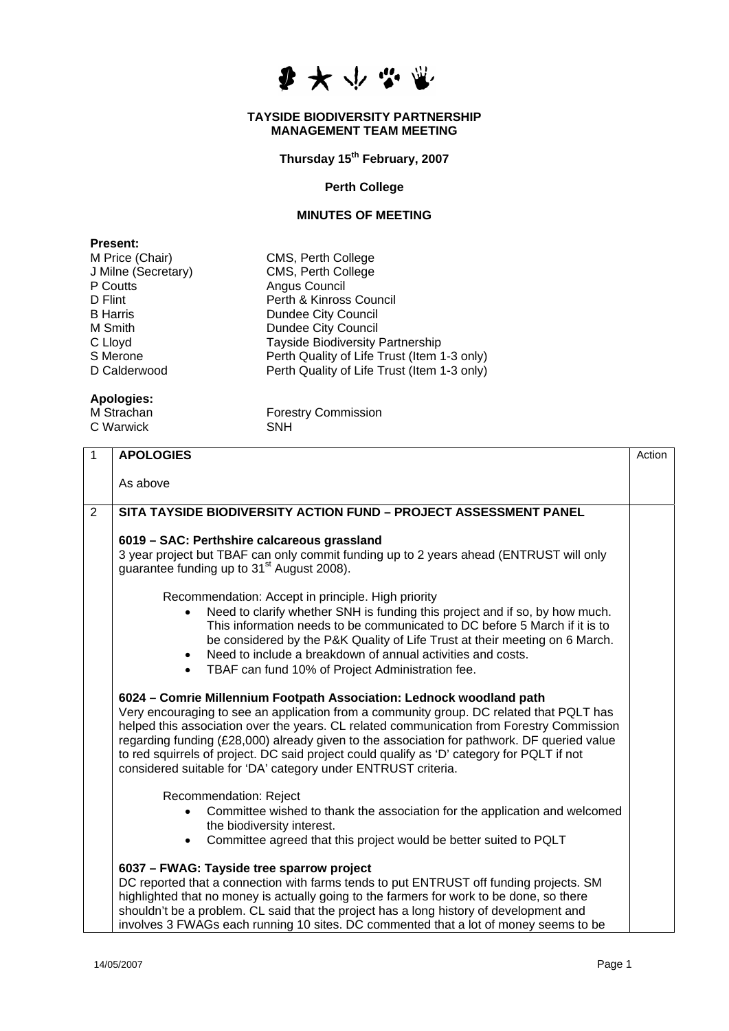**TAYSIDE BIODIVERSITY PARTNERSHIP**
**MANAGEMENT TEAM MEETING**

**Thursday 15th February, 2007**

**Perth College**

**MINUTES OF MEETING**

**Present:**

| | |
|---|---|
| M Price (Chair) | CMS, Perth College |
| J Milne (Secretary) | CMS, Perth College |
| P Coutts | Angus Council |
| D Flint | Perth & Kinross Council |
| B Harris | Dundee City Council |
| M Smith | Dundee City Council |
| C Lloyd | Tayside Biodiversity Partnership |
| S Merone | Perth Quality of Life Trust (Item 1-3 only) |
| D Calderwood | Perth Quality of Life Trust (Item 1-3 only) |

**Apologies:**

| | |
|---|---|
| M Strachan | Forestry Commission |
| C Warwick | SNH |

| | | Action |
|---|---|---|
| 1 | **APOLOGIES**<br><br>As above | |
| 2 | **SITA TAYSIDE BIODIVERSITY ACTION FUND – PROJECT ASSESSMENT PANEL**<br><br>**6019 – SAC: Perthshire calcareous grassland**<br>3 year project but TBAF can only commit funding up to 2 years ahead (ENTRUST will only guarantee funding up to 31st August 2008).<br><br>Recommendation: Accept in principle. High priority<br>• Need to clarify whether SNH is funding this project and if so, by how much. This information needs to be communicated to DC before 5 March if it is to be considered by the P&K Quality of Life Trust at their meeting on 6 March.<br>• Need to include a breakdown of annual activities and costs.<br>• TBAF can fund 10% of Project Administration fee.<br><br>**6024 – Comrie Millennium Footpath Association: Lednock woodland path**<br>Very encouraging to see an application from a community group. DC related that PQLT has helped this association over the years. CL related communication from Forestry Commission regarding funding (£28,000) already given to the association for pathwork. DF queried value to red squirrels of project. DC said project could qualify as 'D' category for PQLT if not considered suitable for 'DA' category under ENTRUST criteria.<br><br>Recommendation: Reject<br>• Committee wished to thank the association for the application and welcomed the biodiversity interest.<br>• Committee agreed that this project would be better suited to PQLT<br><br>**6037 – FWAG: Tayside tree sparrow project**<br>DC reported that a connection with farms tends to put ENTRUST off funding projects. SM highlighted that no money is actually going to the farmers for work to be done, so there shouldn't be a problem. CL said that the project has a long history of development and involves 3 FWAGs each running 10 sites. DC commented that a lot of money seems to be | |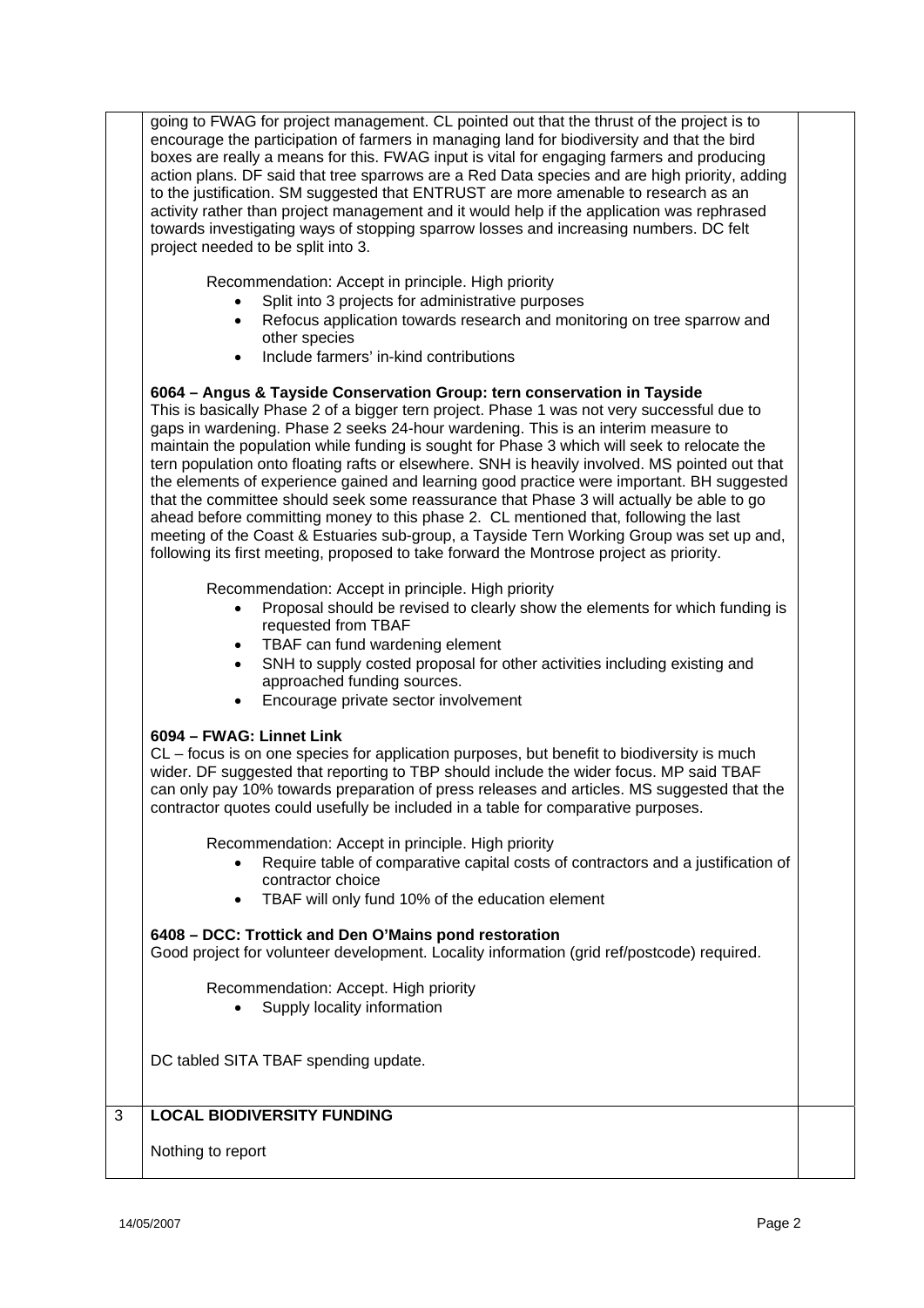going to FWAG for project management. CL pointed out that the thrust of the project is to encourage the participation of farmers in managing land for biodiversity and that the bird boxes are really a means for this. FWAG input is vital for engaging farmers and producing action plans. DF said that tree sparrows are a Red Data species and are high priority, adding to the justification. SM suggested that ENTRUST are more amenable to research as an activity rather than project management and it would help if the application was rephrased towards investigating ways of stopping sparrow losses and increasing numbers. DC felt project needed to be split into 3.

Recommendation: Accept in principle. High priority

- Split into 3 projects for administrative purposes
- Refocus application towards research and monitoring on tree sparrow and other species
- Include farmers' in-kind contributions

**6064 – Angus & Tayside Conservation Group: tern conservation in Tayside**

This is basically Phase 2 of a bigger tern project. Phase 1 was not very successful due to gaps in wardening. Phase 2 seeks 24-hour wardening. This is an interim measure to maintain the population while funding is sought for Phase 3 which will seek to relocate the tern population onto floating rafts or elsewhere. SNH is heavily involved. MS pointed out that the elements of experience gained and learning good practice were important. BH suggested that the committee should seek some reassurance that Phase 3 will actually be able to go ahead before committing money to this phase 2. CL mentioned that, following the last meeting of the Coast & Estuaries sub-group, a Tayside Tern Working Group was set up and, following its first meeting, proposed to take forward the Montrose project as priority.

Recommendation: Accept in principle. High priority

- Proposal should be revised to clearly show the elements for which funding is requested from TBAF
- TBAF can fund wardening element
- SNH to supply costed proposal for other activities including existing and approached funding sources.
- Encourage private sector involvement

**6094 – FWAG: Linnet Link**

CL – focus is on one species for application purposes, but benefit to biodiversity is much wider. DF suggested that reporting to TBP should include the wider focus. MP said TBAF can only pay 10% towards preparation of press releases and articles. MS suggested that the contractor quotes could usefully be included in a table for comparative purposes.

Recommendation: Accept in principle. High priority

- Require table of comparative capital costs of contractors and a justification of contractor choice
- TBAF will only fund 10% of the education element

**6408 – DCC: Trottick and Den O'Mains pond restoration**

Good project for volunteer development. Locality information (grid ref/postcode) required.

Recommendation: Accept. High priority

- Supply locality information

DC tabled SITA TBAF spending update.

## 3 LOCAL BIODIVERSITY FUNDING

Nothing to report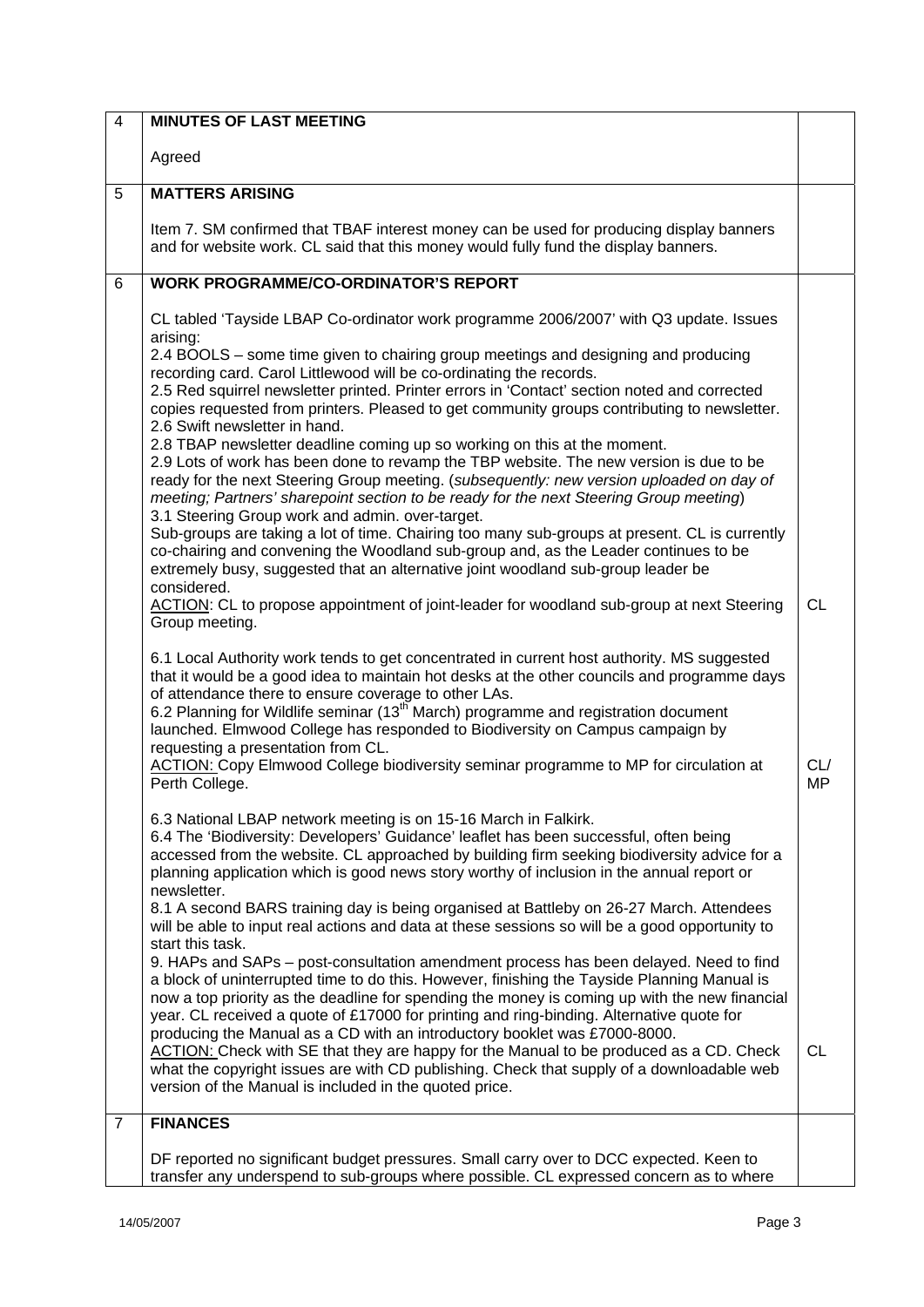| 4 | **MINUTES OF LAST MEETING**<br><br>Agreed | |
|---|---|---|
| 5 | **MATTERS ARISING**<br><br>Item 7. SM confirmed that TBAF interest money can be used for producing display banners and for website work. CL said that this money would fully fund the display banners. | |
| 6 | **WORK PROGRAMME/CO-ORDINATOR'S REPORT**<br><br>CL tabled 'Tayside LBAP Co-ordinator work programme 2006/2007' with Q3 update. Issues arising:<br>2.4 BOOLS – some time given to chairing group meetings and designing and producing recording card. Carol Littlewood will be co-ordinating the records.<br>2.5 Red squirrel newsletter printed. Printer errors in 'Contact' section noted and corrected copies requested from printers. Pleased to get community groups contributing to newsletter.<br>2.6 Swift newsletter in hand.<br>2.8 TBAP newsletter deadline coming up so working on this at the moment.<br>2.9 Lots of work has been done to revamp the TBP website. The new version is due to be ready for the next Steering Group meeting. (*subsequently: new version uploaded on day of meeting; Partners' sharepoint section to be ready for the next Steering Group meeting*)<br>3.1 Steering Group work and admin. over-target.<br>Sub-groups are taking a lot of time. Chairing too many sub-groups at present. CL is currently co-chairing and convening the Woodland sub-group and, as the Leader continues to be extremely busy, suggested that an alternative joint woodland sub-group leader be considered.<br>ACTION: CL to propose appointment of joint-leader for woodland sub-group at next Steering Group meeting. | CL |
| | 6.1 Local Authority work tends to get concentrated in current host authority. MS suggested that it would be a good idea to maintain hot desks at the other councils and programme days of attendance there to ensure coverage to other LAs.<br>6.2 Planning for Wildlife seminar (13th March) programme and registration document launched. Elmwood College has responded to Biodiversity on Campus campaign by requesting a presentation from CL.<br>ACTION: Copy Elmwood College biodiversity seminar programme to MP for circulation at Perth College. | CL/ MP |
| | 6.3 National LBAP network meeting is on 15-16 March in Falkirk.<br>6.4 The 'Biodiversity: Developers' Guidance' leaflet has been successful, often being accessed from the website. CL approached by building firm seeking biodiversity advice for a planning application which is good news story worthy of inclusion in the annual report or newsletter.<br>8.1 A second BARS training day is being organised at Battleby on 26-27 March. Attendees will be able to input real actions and data at these sessions so will be a good opportunity to start this task.<br>9. HAPs and SAPs – post-consultation amendment process has been delayed. Need to find a block of uninterrupted time to do this. However, finishing the Tayside Planning Manual is now a top priority as the deadline for spending the money is coming up with the new financial year. CL received a quote of £17000 for printing and ring-binding. Alternative quote for producing the Manual as a CD with an introductory booklet was £7000-8000.<br>ACTION: Check with SE that they are happy for the Manual to be produced as a CD. Check what the copyright issues are with CD publishing. Check that supply of a downloadable web version of the Manual is included in the quoted price. | CL |
| 7 | **FINANCES**<br><br>DF reported no significant budget pressures. Small carry over to DCC expected. Keen to transfer any underspend to sub-groups where possible. CL expressed concern as to where | |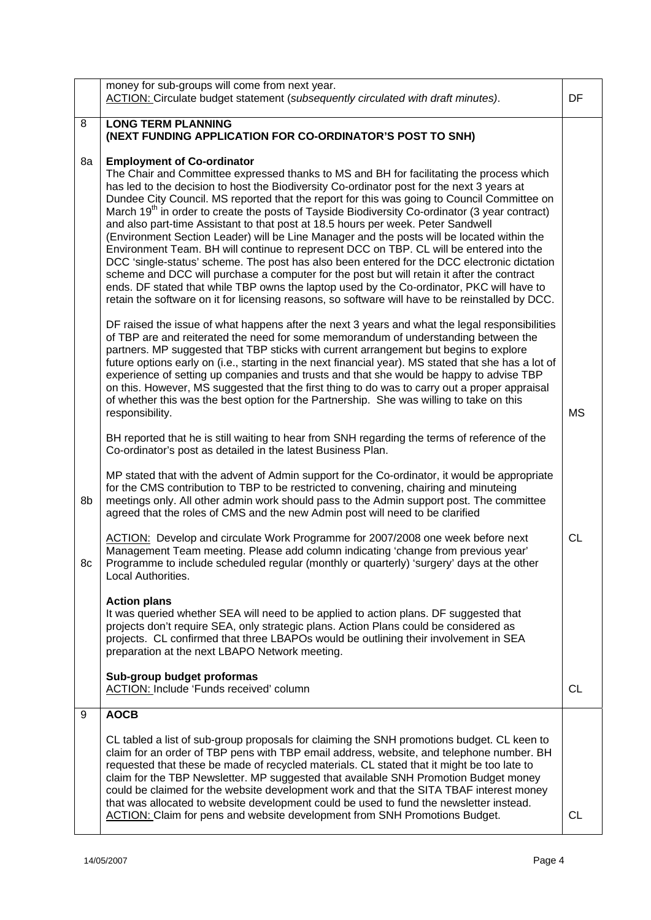| | | |
|---|---|---|
| | money for sub-groups will come from next year.<br>ACTION: Circulate budget statement (*subsequently circulated with draft minutes)*. | DF |
| 8 | **LONG TERM PLANNING**<br>**(NEXT FUNDING APPLICATION FOR CO-ORDINATOR'S POST TO SNH)** | |
| 8a | **Employment of Co-ordinator**<br>The Chair and Committee expressed thanks to MS and BH for facilitating the process which has led to the decision to host the Biodiversity Co-ordinator post for the next 3 years at Dundee City Council. MS reported that the report for this was going to Council Committee on March 19th in order to create the posts of Tayside Biodiversity Co-ordinator (3 year contract) and also part-time Assistant to that post at 18.5 hours per week. Peter Sandwell (Environment Section Leader) will be Line Manager and the posts will be located within the Environment Team. BH will continue to represent DCC on TBP. CL will be entered into the DCC 'single-status' scheme. The post has also been entered for the DCC electronic dictation scheme and DCC will purchase a computer for the post but will retain it after the contract ends. DF stated that while TBP owns the laptop used by the Co-ordinator, PKC will have to retain the software on it for licensing reasons, so software will have to be reinstalled by DCC.<br><br>DF raised the issue of what happens after the next 3 years and what the legal responsibilities of TBP are and reiterated the need for some memorandum of understanding between the partners. MP suggested that TBP sticks with current arrangement but begins to explore future options early on (i.e., starting in the next financial year). MS stated that she has a lot of experience of setting up companies and trusts and that she would be happy to advise TBP on this. However, MS suggested that the first thing to do was to carry out a proper appraisal of whether this was the best option for the Partnership. She was willing to take on this responsibility.<br><br>BH reported that he is still waiting to hear from SNH regarding the terms of reference of the Co-ordinator's post as detailed in the latest Business Plan. | MS |
| 8b | MP stated that with the advent of Admin support for the Co-ordinator, it would be appropriate for the CMS contribution to TBP to be restricted to convening, chairing and minuteing meetings only. All other admin work should pass to the Admin support post. The committee agreed that the roles of CMS and the new Admin post will need to be clarified | |
| 8c | ACTION: Develop and circulate Work Programme for 2007/2008 one week before next Management Team meeting. Please add column indicating 'change from previous year' Programme to include scheduled regular (monthly or quarterly) 'surgery' days at the other Local Authorities.<br><br>**Action plans**<br>It was queried whether SEA will need to be applied to action plans. DF suggested that projects don't require SEA, only strategic plans. Action Plans could be considered as projects. CL confirmed that three LBAPOs would be outlining their involvement in SEA preparation at the next LBAPO Network meeting.<br><br>**Sub-group budget proformas**<br>ACTION: Include 'Funds received' column | CL<br><br><br><br><br><br><br><br><br><br>CL |
| 9 | **AOCB**<br><br>CL tabled a list of sub-group proposals for claiming the SNH promotions budget. CL keen to claim for an order of TBP pens with TBP email address, website, and telephone number. BH requested that these be made of recycled materials. CL stated that it might be too late to claim for the TBP Newsletter. MP suggested that available SNH Promotion Budget money could be claimed for the website development work and that the SITA TBAF interest money that was allocated to website development could be used to fund the newsletter instead.<br>ACTION: Claim for pens and website development from SNH Promotions Budget. | CL |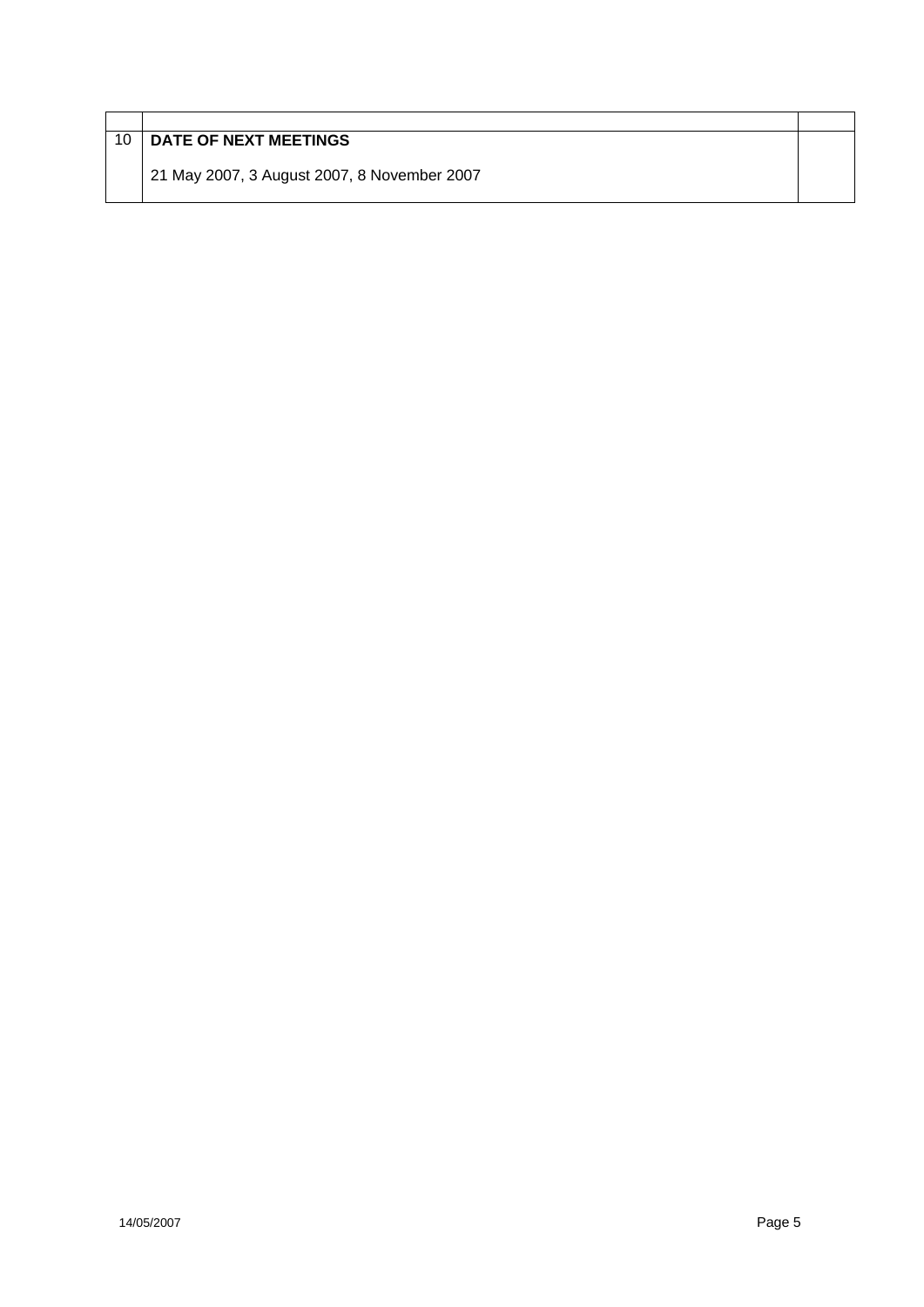| | | |
|---|---|---|
| | | |
| 10 | **DATE OF NEXT MEETINGS**<br><br>21 May 2007, 3 August 2007, 8 November 2007 | |